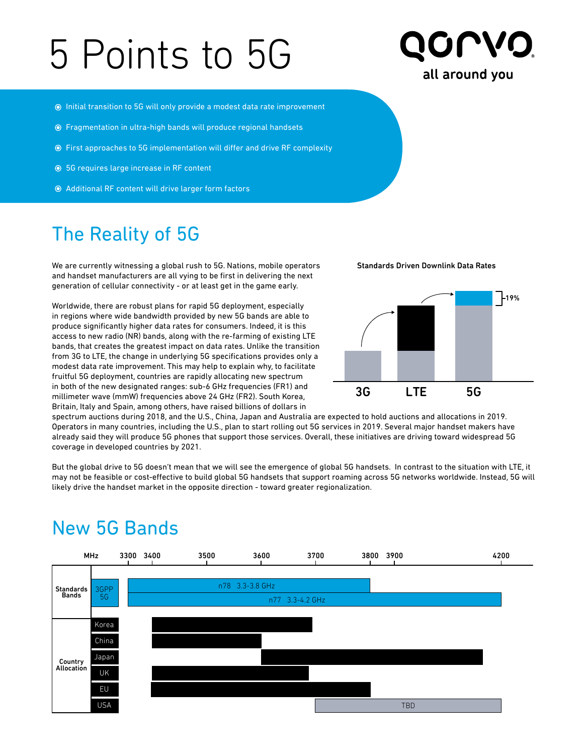# 5 Points to 5G

qorvo
all around you

- Initial transition to 5G will only provide a modest data rate improvement
- Fragmentation in ultra-high bands will produce regional handsets
- First approaches to 5G implementation will differ and drive RF complexity
- 5G requires large increase in RF content
- Additional RF content will drive larger form factors

## The Reality of 5G

We are currently witnessing a global rush to 5G. Nations, mobile operators and handset manufacturers are all vying to be first in delivering the next generation of cellular connectivity - or at least get in the game early.

Worldwide, there are robust plans for rapid 5G deployment, especially in regions where wide bandwidth provided by new 5G bands are able to produce significantly higher data rates for consumers. Indeed, it is this access to new radio (NR) bands, along with the re-farming of existing LTE bands, that creates the greatest impact on data rates. Unlike the transition from 3G to LTE, the change in underlying 5G specifications provides only a modest data rate improvement. This may help to explain why, to facilitate fruitful 5G deployment, countries are rapidly allocating new spectrum in both of the new designated ranges: sub-6 GHz frequencies (FR1) and millimeter wave (mmW) frequencies above 24 GHz (FR2). South Korea, Britain, Italy and Spain, among others, have raised billions of dollars in spectrum auctions during 2018, and the U.S., China, Japan and Australia are expected to hold auctions and allocations in 2019. Operators in many countries, including the U.S., plan to start rolling out 5G services in 2019. Several major handset makers have already said they will produce 5G phones that support those services. Overall, these initiatives are driving toward widespread 5G coverage in developed countries by 2021.

**Standards Driven Downlink Data Rates**

(Chart: 3G, LTE, 5G; 5G increment labeled 19%)

But the global drive to 5G doesn't mean that we will see the emergence of global 5G handsets. In contrast to the situation with LTE, it may not be feasible or cost-effective to build global 5G handsets that support roaming across 5G networks worldwide. Instead, 5G will likely drive the handset market in the opposite direction - toward greater regionalization.

## New 5G Bands

| | | MHz: 3300 – 4200 |
|---|---|---|
| Standards Bands | 3GPP 5G | n78 3.3-3.8 GHz |
| | | n77 3.3-4.2 GHz |
| Country Allocation | Korea | ~3400–3700 |
| | China | ~3400–3600 |
| | Japan | ~3600–4100 |
| | UK | ~3400–3680 |
| | EU | ~3400–3800 |
| | USA | TBD (~3700–4200) |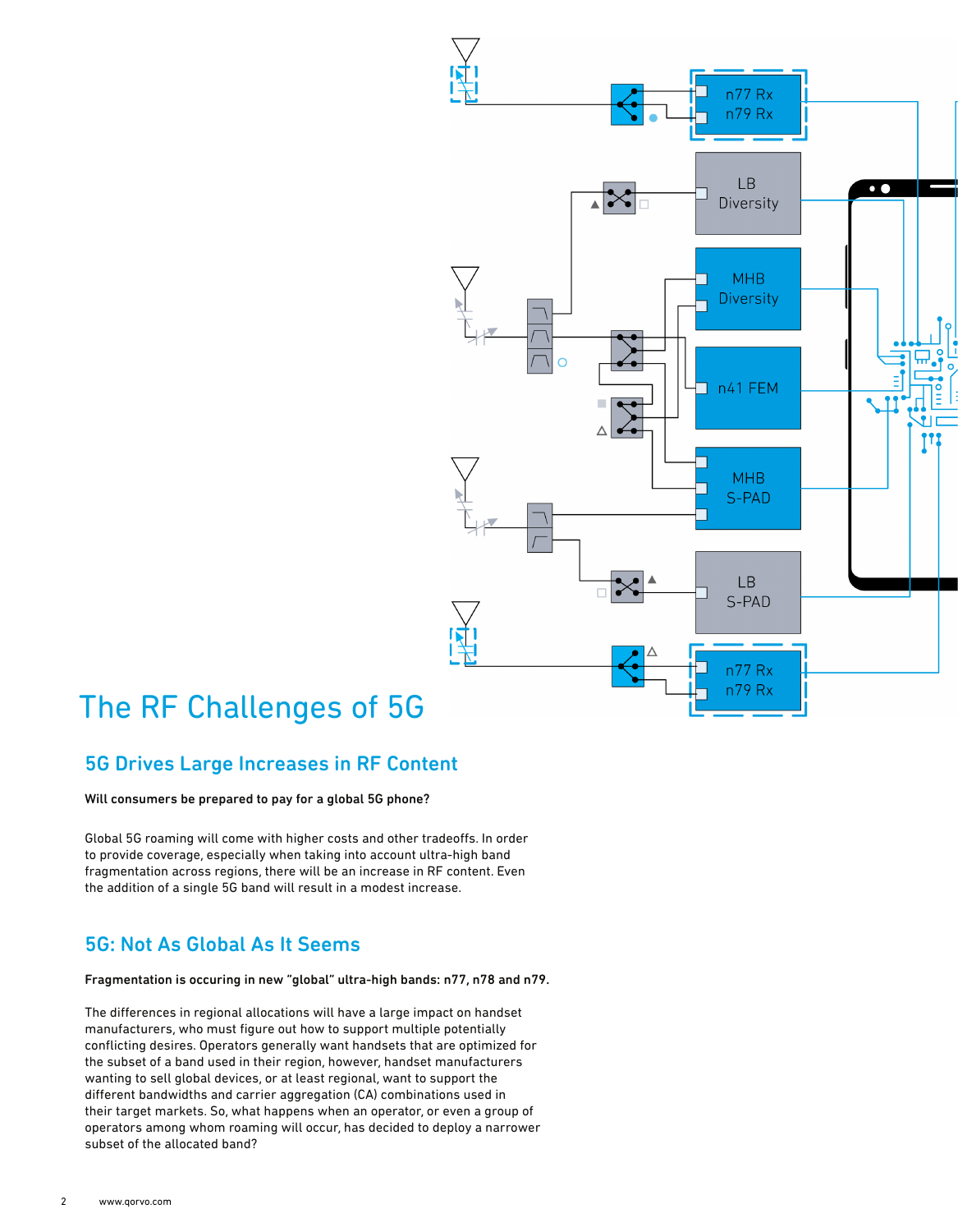# The RF Challenges of 5G

## 5G Drives Large Increases in RF Content

**Will consumers be prepared to pay for a global 5G phone?**

Global 5G roaming will come with higher costs and other tradeoffs. In order to provide coverage, especially when taking into account ultra-high band fragmentation across regions, there will be an increase in RF content. Even the addition of a single 5G band will result in a modest increase.

## 5G: Not As Global As It Seems

**Fragmentation is occuring in new "global" ultra-high bands: n77, n78 and n79.**

The differences in regional allocations will have a large impact on handset manufacturers, who must figure out how to support multiple potentially conflicting desires. Operators generally want handsets that are optimized for the subset of a band used in their region, however, handset manufacturers wanting to sell global devices, or at least regional, want to support the different bandwidths and carrier aggregation (CA) combinations used in their target markets. So, what happens when an operator, or even a group of operators among whom roaming will occur, has decided to deploy a narrower subset of the allocated band?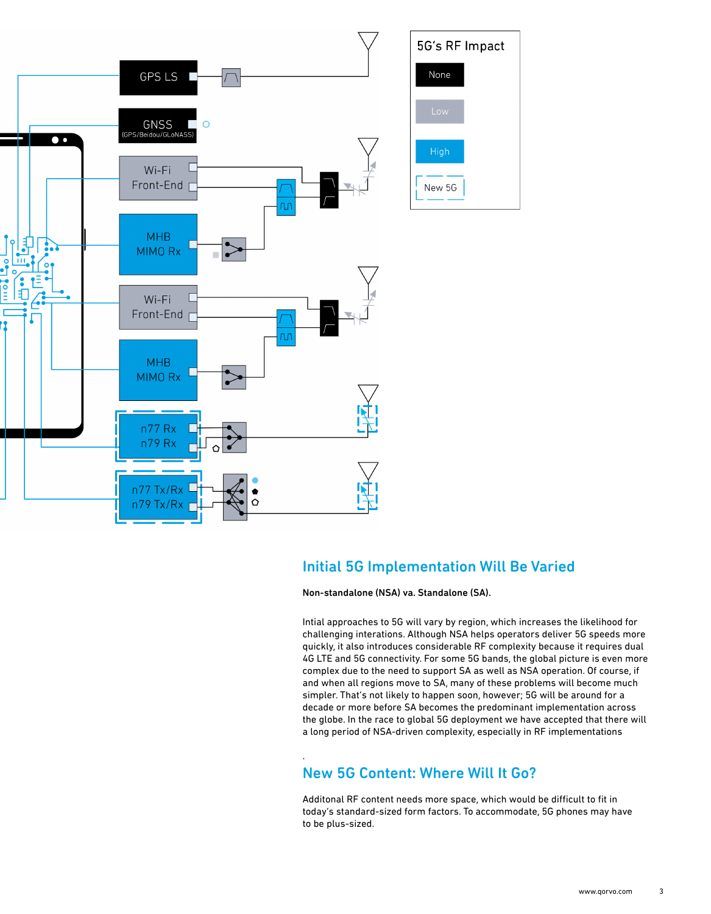## Initial 5G Implementation Will Be Varied

**Non-standalone (NSA) va. Standalone (SA).**

Intial approaches to 5G will vary by region, which increases the likelihood for challenging interations. Although NSA helps operators deliver 5G speeds more quickly, it also introduces considerable RF complexity because it requires dual 4G LTE and 5G connectivity. For some 5G bands, the global picture is even more complex due to the need to support SA as well as NSA operation. Of course, if and when all regions move to SA, many of these problems will become much simpler. That's not likely to happen soon, however; 5G will be around for a decade or more before SA becomes the predominant implementation across the globe. In the race to global 5G deployment we have accepted that there will a long period of NSA-driven complexity, especially in RF implementations

.

## New 5G Content: Where Will It Go?

Additonal RF content needs more space, which would be difficult to fit in today's standard-sized form factors. To accommodate, 5G phones may have to be plus-sized.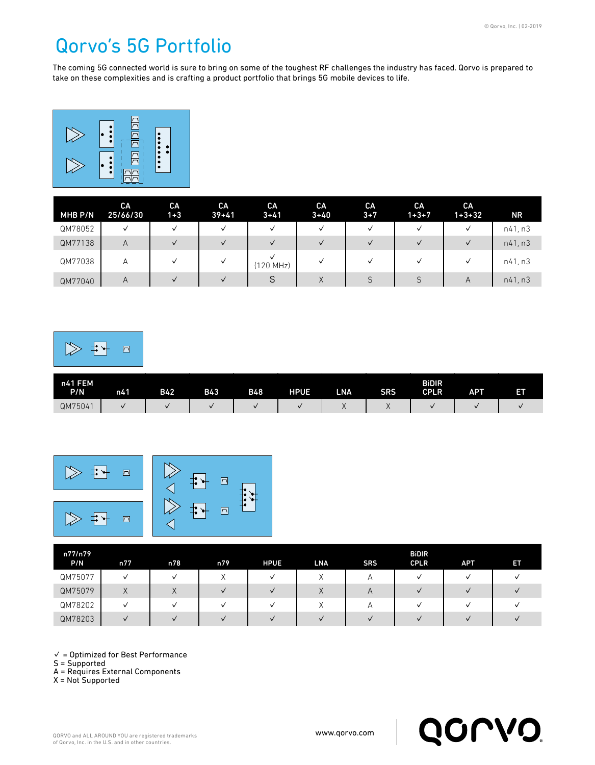# Qorvo's 5G Portfolio

The coming 5G connected world is sure to bring on some of the toughest RF challenges the industry has faced. Qorvo is prepared to take on these complexities and is crafting a product portfolio that brings 5G mobile devices to life.

| MHB P/N | CA 25/66/30 | CA 1+3 | CA 39+41 | CA 3+41 | CA 3+40 | CA 3+7 | CA 1+3+7 | CA 1+3+32 | NR |
|---|---|---|---|---|---|---|---|---|---|
| QM78052 | ✓ | ✓ | ✓ | ✓ | ✓ | ✓ | ✓ | ✓ | n41, n3 |
| QM77138 | A | ✓ | ✓ | ✓ | ✓ | ✓ | ✓ | ✓ | n41, n3 |
| QM77038 | A | ✓ | ✓ | ✓ (120 MHz) | ✓ | ✓ | ✓ | ✓ | n41, n3 |
| QM77040 | A | ✓ | ✓ | S | X | S | S | A | n41, n3 |

| n41 FEM P/N | n41 | B42 | B43 | B48 | HPUE | LNA | SRS | BiDIR CPLR | APT | ET |
|---|---|---|---|---|---|---|---|---|---|---|
| QM75041 | ✓ | ✓ | ✓ | ✓ | ✓ | X | X | ✓ | ✓ | ✓ |

| n77/n79 P/N | n77 | n78 | n79 | HPUE | LNA | SRS | BiDIR CPLR | APT | ET |
|---|---|---|---|---|---|---|---|---|---|
| QM75077 | ✓ | ✓ | X | ✓ | X | A | ✓ | ✓ | ✓ |
| QM75079 | X | X | ✓ | ✓ | X | A | ✓ | ✓ | ✓ |
| QM78202 | ✓ | ✓ | ✓ | ✓ | X | A | ✓ | ✓ | ✓ |
| QM78203 | ✓ | ✓ | ✓ | ✓ | ✓ | ✓ | ✓ | ✓ | ✓ |

✓ = Optimized for Best Performance
S = Supported
A = Requires External Components
X = Not Supported

QORVO and ALL AROUND YOU are registered trademarks of Qorvo, Inc. in the U.S. and in other countries.

www.qorvo.com